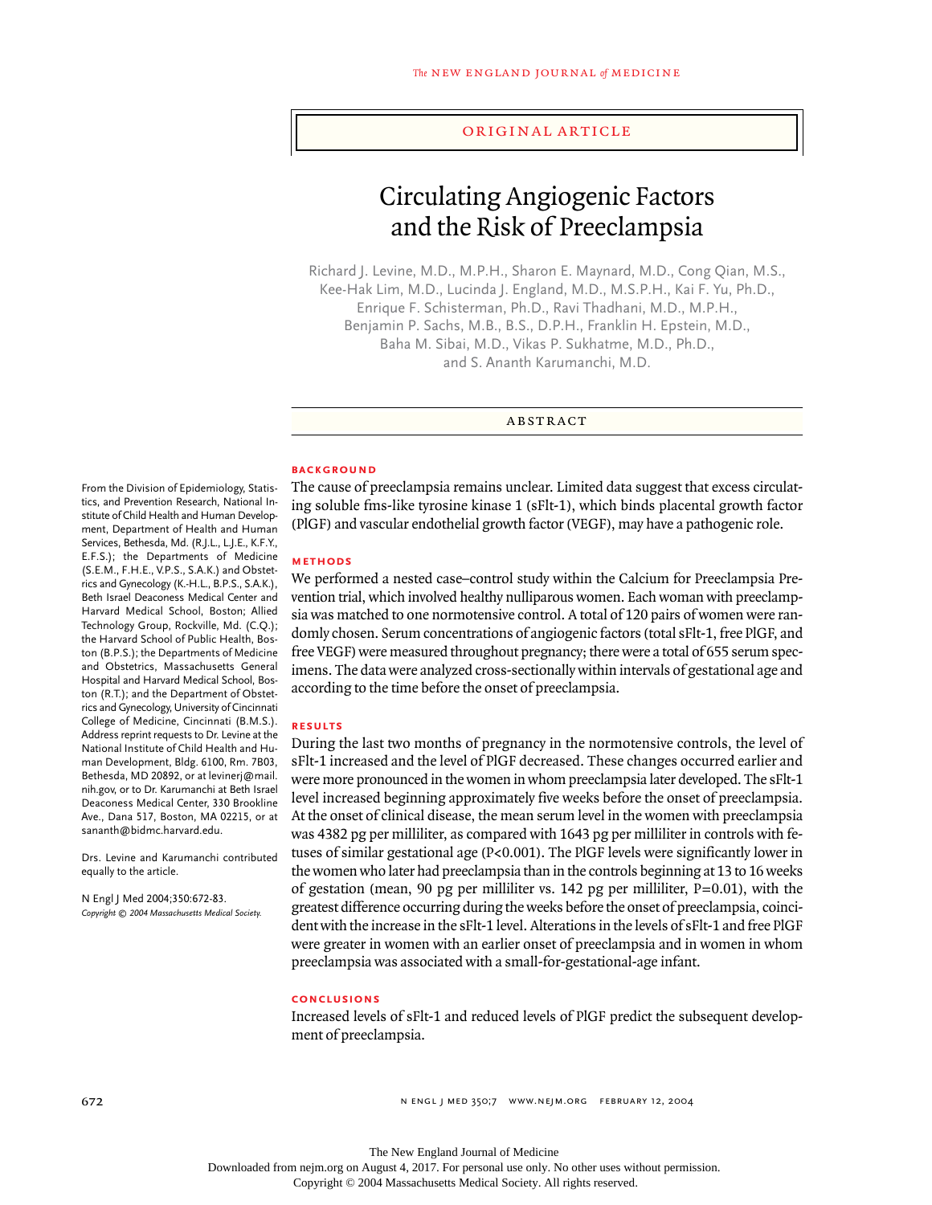ORIGINAL ARTICLE

# Circulating Angiogenic Factors and the Risk of Preeclampsia

Richard J. Levine, M.D., M.P.H., Sharon E. Maynard, M.D., Cong Qian, M.S., Kee-Hak Lim, M.D., Lucinda J. England, M.D., M.S.P.H., Kai F. Yu, Ph.D., Enrique F. Schisterman, Ph.D., Ravi Thadhani, M.D., M.P.H., Benjamin P. Sachs, M.B., B.S., D.P.H., Franklin H. Epstein, M.D., Baha M. Sibai, M.D., Vikas P. Sukhatme, M.D., Ph.D., and S. Ananth Karumanchi, M.D.

## ABSTRACT

### BACKGROUND

The cause of preeclampsia remains unclear. Limited data suggest that excess circulating soluble fms-like tyrosine kinase 1 (sFlt-1), which binds placental growth factor (PlGF) and vascular endothelial growth factor (VEGF), may have a pathogenic role.

### METHODS

We performed a nested case–control study within the Calcium for Preeclampsia Prevention trial, which involved healthy nulliparous women. Each woman with preeclampsia was matched to one normotensive control. A total of 120 pairs of women were randomly chosen. Serum concentrations of angiogenic factors (total sFlt-1, free PlGF, and free VEGF) were measured throughout pregnancy; there were a total of 655 serum specimens. The data were analyzed cross-sectionally within intervals of gestational age and according to the time before the onset of preeclampsia.

### RESULTS

During the last two months of pregnancy in the normotensive controls, the level of sFlt-1 increased and the level of PlGF decreased. These changes occurred earlier and were more pronounced in the women in whom preeclampsia later developed. The sFlt-1 level increased beginning approximately five weeks before the onset of preeclampsia. At the onset of clinical disease, the mean serum level in the women with preeclampsia was 4382 pg per milliliter, as compared with 1643 pg per milliliter in controls with fetuses of similar gestational age ($P<0.001$). The PlGF levels were significantly lower in the women who later had preeclampsia than in the controls beginning at 13 to 16 weeks of gestation (mean, 90 pg per milliliter vs. 142 pg per milliliter, $P=0.01$), with the greatest difference occurring during the weeks before the onset of preeclampsia, coincident with the increase in the sFlt-1 level. Alterations in the levels of sFlt-1 and free PlGF were greater in women with an earlier onset of preeclampsia and in women in whom preeclampsia was associated with a small-for-gestational-age infant.

### CONCLUSIONS

Increased levels of sFlt-1 and reduced levels of PlGF predict the subsequent development of preeclampsia.

From the Division of Epidemiology, Statistics, and Prevention Research, National Institute of Child Health and Human Development, Department of Health and Human Services, Bethesda, Md. (R.J.L., L.J.E., K.F.Y., E.F.S.); the Departments of Medicine (S.E.M., F.H.E., V.P.S., S.A.K.) and Obstetrics and Gynecology (K.-H.L., B.P.S., S.A.K.), Beth Israel Deaconess Medical Center and Harvard Medical School, Boston; Allied Technology Group, Rockville, Md. (C.Q.); the Harvard School of Public Health, Boston (B.P.S.); the Departments of Medicine and Obstetrics, Massachusetts General Hospital and Harvard Medical School, Boston (R.T.); and the Department of Obstetrics and Gynecology, University of Cincinnati College of Medicine, Cincinnati (B.M.S.). Address reprint requests to Dr. Levine at the National Institute of Child Health and Human Development, Bldg. 6100, Rm. 7B03, Bethesda, MD 20892, or at levinerj@mail.nih.gov, or to Dr. Karumanchi at Beth Israel Deaconess Medical Center, 330 Brookline Ave., Dana 517, Boston, MA 02215, or at sananth@bidmc.harvard.edu.

Drs. Levine and Karumanchi contributed equally to the article.

N Engl J Med 2004;350:672-83.
*Copyright © 2004 Massachusetts Medical Society.*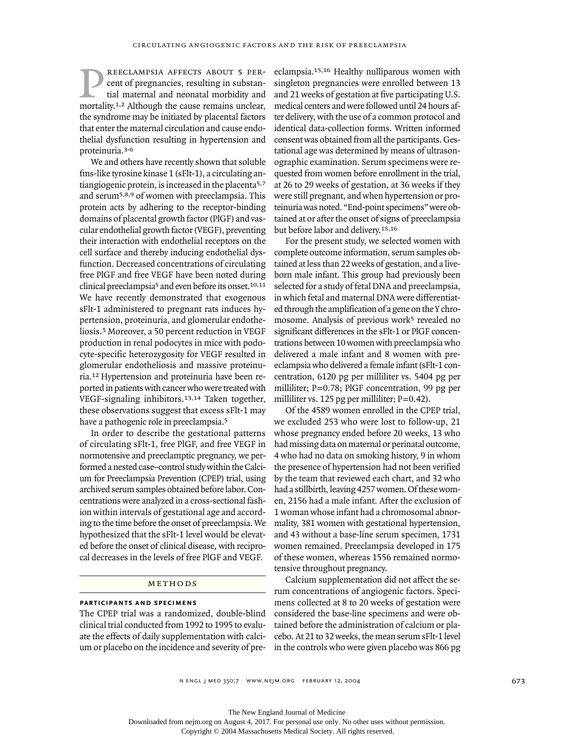Preeclampsia affects about 5 percent of pregnancies, resulting in substantial maternal and neonatal morbidity and mortality.[1,2] Although the cause remains unclear, the syndrome may be initiated by placental factors that enter the maternal circulation and cause endothelial dysfunction resulting in hypertension and proteinuria.[3-6]

We and others have recently shown that soluble fms-like tyrosine kinase 1 (sFlt-1), a circulating antiangiogenic protein, is increased in the placenta[5,7] and serum[5,8,9] of women with preeclampsia. This protein acts by adhering to the receptor-binding domains of placental growth factor (PlGF) and vascular endothelial growth factor (VEGF), preventing their interaction with endothelial receptors on the cell surface and thereby inducing endothelial dysfunction. Decreased concentrations of circulating free PlGF and free VEGF have been noted during clinical preeclampsia[5] and even before its onset.[10,11] We have recently demonstrated that exogenous sFlt-1 administered to pregnant rats induces hypertension, proteinuria, and glomerular endotheliosis.[5] Moreover, a 50 percent reduction in VEGF production in renal podocytes in mice with podocyte-specific heterozygosity for VEGF resulted in glomerular endotheliosis and massive proteinuria.[12] Hypertension and proteinuria have been reported in patients with cancer who were treated with VEGF-signaling inhibitors.[13,14] Taken together, these observations suggest that excess sFlt-1 may have a pathogenic role in preeclampsia.[5]

In order to describe the gestational patterns of circulating sFlt-1, free PlGF, and free VEGF in normotensive and preeclamptic pregnancy, we performed a nested case–control study within the Calcium for Preeclampsia Prevention (CPEP) trial, using archived serum samples obtained before labor. Concentrations were analyzed in a cross-sectional fashion within intervals of gestational age and according to the time before the onset of preeclampsia. We hypothesized that the sFlt-1 level would be elevated before the onset of clinical disease, with reciprocal decreases in the levels of free PlGF and VEGF.

## Methods

### Participants and Specimens

The CPEP trial was a randomized, double-blind clinical trial conducted from 1992 to 1995 to evaluate the effects of daily supplementation with calcium or placebo on the incidence and severity of preeclampsia.[15,16] Healthy nulliparous women with singleton pregnancies were enrolled between 13 and 21 weeks of gestation at five participating U.S. medical centers and were followed until 24 hours after delivery, with the use of a common protocol and identical data-collection forms. Written informed consent was obtained from all the participants. Gestational age was determined by means of ultrasonographic examination. Serum specimens were requested from women before enrollment in the trial, at 26 to 29 weeks of gestation, at 36 weeks if they were still pregnant, and when hypertension or proteinuria was noted. "End-point specimens" were obtained at or after the onset of signs of preeclampsia but before labor and delivery.[15,16]

For the present study, we selected women with complete outcome information, serum samples obtained at less than 22 weeks of gestation, and a liveborn male infant. This group had previously been selected for a study of fetal DNA and preeclampsia, in which fetal and maternal DNA were differentiated through the amplification of a gene on the Y chromosome. Analysis of previous work[5] revealed no significant differences in the sFlt-1 or PlGF concentrations between 10 women with preeclampsia who delivered a male infant and 8 women with preeclampsia who delivered a female infant (sFlt-1 concentration, 6120 pg per milliliter vs. 5404 pg per milliliter; $P=0.78$; PlGF concentration, 99 pg per milliliter vs. 125 pg per milliliter; $P=0.42$).

Of the 4589 women enrolled in the CPEP trial, we excluded 253 who were lost to follow-up, 21 whose pregnancy ended before 20 weeks, 13 who had missing data on maternal or perinatal outcome, 4 who had no data on smoking history, 9 in whom the presence of hypertension had not been verified by the team that reviewed each chart, and 32 who had a stillbirth, leaving 4257 women. Of these women, 2156 had a male infant. After the exclusion of 1 woman whose infant had a chromosomal abnormality, 381 women with gestational hypertension, and 43 without a base-line serum specimen, 1731 women remained. Preeclampsia developed in 175 of these women, whereas 1556 remained normotensive throughout pregnancy.

Calcium supplementation did not affect the serum concentrations of angiogenic factors. Specimens collected at 8 to 20 weeks of gestation were considered the base-line specimens and were obtained before the administration of calcium or placebo. At 21 to 32 weeks, the mean serum sFlt-1 level in the controls who were given placebo was 866 pg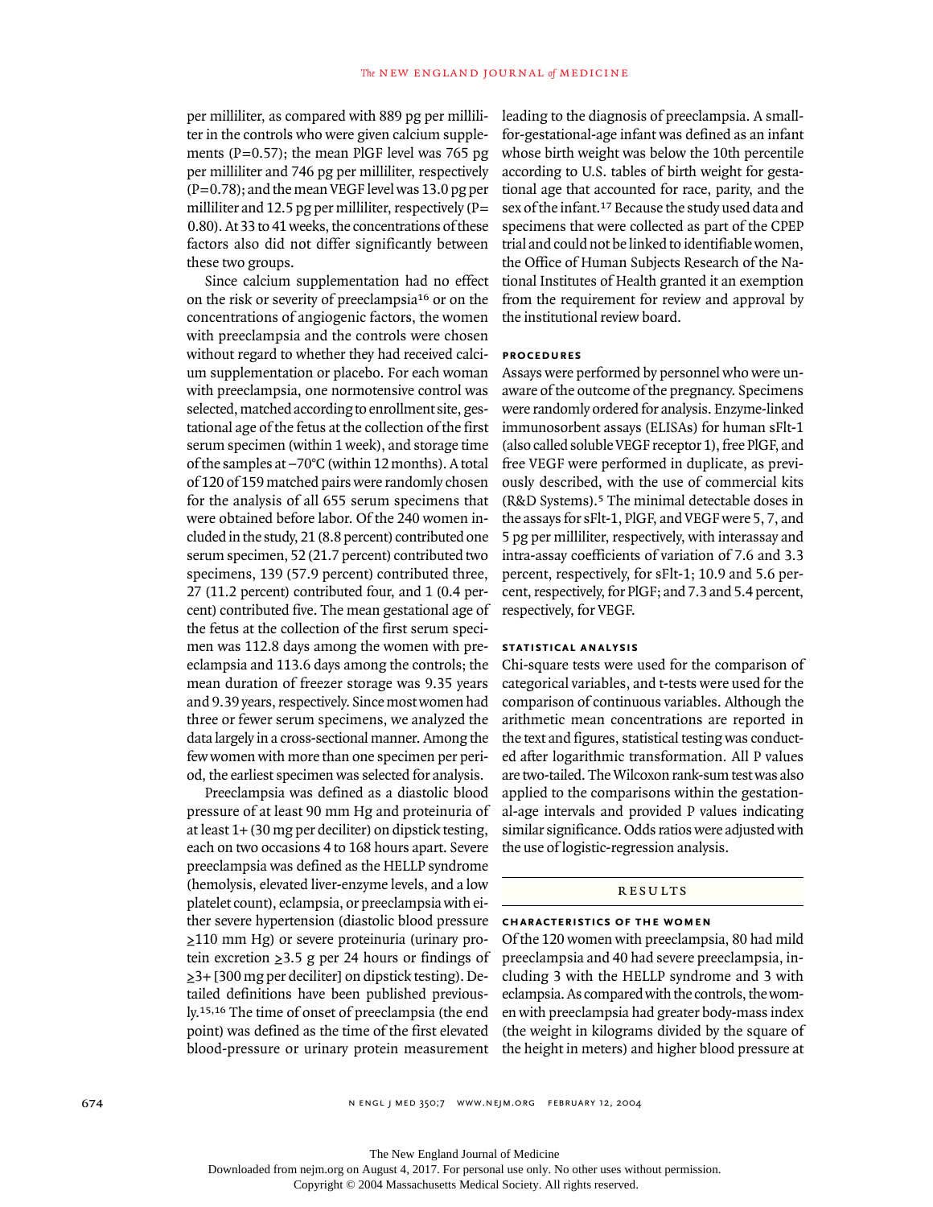per milliliter, as compared with 889 pg per milliliter in the controls who were given calcium supplements (P=0.57); the mean PlGF level was 765 pg per milliliter and 746 pg per milliliter, respectively (P=0.78); and the mean VEGF level was 13.0 pg per milliliter and 12.5 pg per milliliter, respectively (P=0.80). At 33 to 41 weeks, the concentrations of these factors also did not differ significantly between these two groups.

Since calcium supplementation had no effect on the risk or severity of preeclampsia[16] or on the concentrations of angiogenic factors, the women with preeclampsia and the controls were chosen without regard to whether they had received calcium supplementation or placebo. For each woman with preeclampsia, one normotensive control was selected, matched according to enrollment site, gestational age of the fetus at the collection of the first serum specimen (within 1 week), and storage time of the samples at −70°C (within 12 months). A total of 120 of 159 matched pairs were randomly chosen for the analysis of all 655 serum specimens that were obtained before labor. Of the 240 women included in the study, 21 (8.8 percent) contributed one serum specimen, 52 (21.7 percent) contributed two specimens, 139 (57.9 percent) contributed three, 27 (11.2 percent) contributed four, and 1 (0.4 percent) contributed five. The mean gestational age of the fetus at the collection of the first serum specimen was 112.8 days among the women with preeclampsia and 113.6 days among the controls; the mean duration of freezer storage was 9.35 years and 9.39 years, respectively. Since most women had three or fewer serum specimens, we analyzed the data largely in a cross-sectional manner. Among the few women with more than one specimen per period, the earliest specimen was selected for analysis.

Preeclampsia was defined as a diastolic blood pressure of at least 90 mm Hg and proteinuria of at least 1+ (30 mg per deciliter) on dipstick testing, each on two occasions 4 to 168 hours apart. Severe preeclampsia was defined as the HELLP syndrome (hemolysis, elevated liver-enzyme levels, and a low platelet count), eclampsia, or preeclampsia with either severe hypertension (diastolic blood pressure ≥110 mm Hg) or severe proteinuria (urinary protein excretion ≥3.5 g per 24 hours or findings of ≥3+ [300 mg per deciliter] on dipstick testing). Detailed definitions have been published previously.[15,16] The time of onset of preeclampsia (the end point) was defined as the time of the first elevated blood-pressure or urinary protein measurement leading to the diagnosis of preeclampsia. A small-for-gestational-age infant was defined as an infant whose birth weight was below the 10th percentile according to U.S. tables of birth weight for gestational age that accounted for race, parity, and the sex of the infant.[17] Because the study used data and specimens that were collected as part of the CPEP trial and could not be linked to identifiable women, the Office of Human Subjects Research of the National Institutes of Health granted it an exemption from the requirement for review and approval by the institutional review board.

### PROCEDURES

Assays were performed by personnel who were unaware of the outcome of the pregnancy. Specimens were randomly ordered for analysis. Enzyme-linked immunosorbent assays (ELISAs) for human sFlt-1 (also called soluble VEGF receptor 1), free PlGF, and free VEGF were performed in duplicate, as previously described, with the use of commercial kits (R&D Systems).[5] The minimal detectable doses in the assays for sFlt-1, PlGF, and VEGF were 5, 7, and 5 pg per milliliter, respectively, with interassay and intra-assay coefficients of variation of 7.6 and 3.3 percent, respectively, for sFlt-1; 10.9 and 5.6 percent, respectively, for PlGF; and 7.3 and 5.4 percent, respectively, for VEGF.

### STATISTICAL ANALYSIS

Chi-square tests were used for the comparison of categorical variables, and t-tests were used for the comparison of continuous variables. Although the arithmetic mean concentrations are reported in the text and figures, statistical testing was conducted after logarithmic transformation. All P values are two-tailed. The Wilcoxon rank-sum test was also applied to the comparisons within the gestational-age intervals and provided P values indicating similar significance. Odds ratios were adjusted with the use of logistic-regression analysis.

## RESULTS

### CHARACTERISTICS OF THE WOMEN

Of the 120 women with preeclampsia, 80 had mild preeclampsia and 40 had severe preeclampsia, including 3 with the HELLP syndrome and 3 with eclampsia. As compared with the controls, the women with preeclampsia had greater body-mass index (the weight in kilograms divided by the square of the height in meters) and higher blood pressure at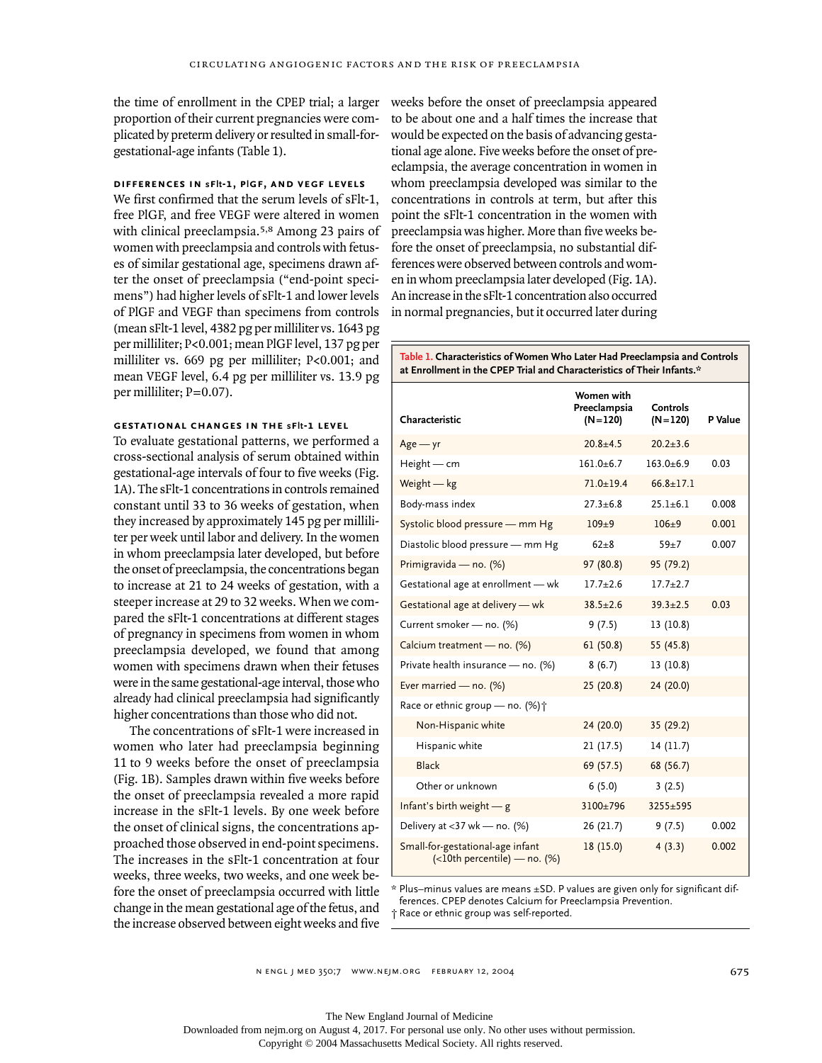the time of enrollment in the CPEP trial; a larger proportion of their current pregnancies were complicated by preterm delivery or resulted in small-for-gestational-age infants (Table 1).

### Differences in sFlt-1, PlGF, and VEGF Levels

We first confirmed that the serum levels of sFlt-1, free PlGF, and free VEGF were altered in women with clinical preeclampsia.[5,8] Among 23 pairs of women with preeclampsia and controls with fetuses of similar gestational age, specimens drawn after the onset of preeclampsia ("end-point specimens") had higher levels of sFlt-1 and lower levels of PlGF and VEGF than specimens from controls (mean sFlt-1 level, 4382 pg per milliliter vs. 1643 pg per milliliter; P<0.001; mean PlGF level, 137 pg per milliliter vs. 669 pg per milliliter; P<0.001; and mean VEGF level, 6.4 pg per milliliter vs. 13.9 pg per milliliter; P=0.07).

### Gestational Changes in the sFlt-1 Level

To evaluate gestational patterns, we performed a cross-sectional analysis of serum obtained within gestational-age intervals of four to five weeks (Fig. 1A). The sFlt-1 concentrations in controls remained constant until 33 to 36 weeks of gestation, when they increased by approximately 145 pg per milliliter per week until labor and delivery. In the women in whom preeclampsia later developed, but before the onset of preeclampsia, the concentrations began to increase at 21 to 24 weeks of gestation, with a steeper increase at 29 to 32 weeks. When we compared the sFlt-1 concentrations at different stages of pregnancy in specimens from women in whom preeclampsia developed, we found that among women with specimens drawn when their fetuses were in the same gestational-age interval, those who already had clinical preeclampsia had significantly higher concentrations than those who did not.

The concentrations of sFlt-1 were increased in women who later had preeclampsia beginning 11 to 9 weeks before the onset of preeclampsia (Fig. 1B). Samples drawn within five weeks before the onset of preeclampsia revealed a more rapid increase in the sFlt-1 levels. By one week before the onset of clinical signs, the concentrations approached those observed in end-point specimens. The increases in the sFlt-1 concentration at four weeks, three weeks, two weeks, and one week before the onset of preeclampsia occurred with little change in the mean gestational age of the fetus, and the increase observed between eight weeks and five weeks before the onset of preeclampsia appeared to be about one and a half times the increase that would be expected on the basis of advancing gestational age alone. Five weeks before the onset of preeclampsia, the average concentration in women in whom preeclampsia developed was similar to the concentrations in controls at term, but after this point the sFlt-1 concentration in the women with preeclampsia was higher. More than five weeks before the onset of preeclampsia, no substantial differences were observed between controls and women in whom preeclampsia later developed (Fig. 1A). An increase in the sFlt-1 concentration also occurred in normal pregnancies, but it occurred later during

**Table 1. Characteristics of Women Who Later Had Preeclampsia and Controls at Enrollment in the CPEP Trial and Characteristics of Their Infants.***

| Characteristic | Women with Preeclampsia (N=120) | Controls (N=120) | P Value |
|---|---|---|---|
| Age — yr | 20.8±4.5 | 20.2±3.6 | |
| Height — cm | 161.0±6.7 | 163.0±6.9 | 0.03 |
| Weight — kg | 71.0±19.4 | 66.8±17.1 | |
| Body-mass index | 27.3±6.8 | 25.1±6.1 | 0.008 |
| Systolic blood pressure — mm Hg | 109±9 | 106±9 | 0.001 |
| Diastolic blood pressure — mm Hg | 62±8 | 59±7 | 0.007 |
| Primigravida — no. (%) | 97 (80.8) | 95 (79.2) | |
| Gestational age at enrollment — wk | 17.7±2.6 | 17.7±2.7 | |
| Gestational age at delivery — wk | 38.5±2.6 | 39.3±2.5 | 0.03 |
| Current smoker — no. (%) | 9 (7.5) | 13 (10.8) | |
| Calcium treatment — no. (%) | 61 (50.8) | 55 (45.8) | |
| Private health insurance — no. (%) | 8 (6.7) | 13 (10.8) | |
| Ever married — no. (%) | 25 (20.8) | 24 (20.0) | |
| Race or ethnic group — no. (%)† | | | |
| Non-Hispanic white | 24 (20.0) | 35 (29.2) | |
| Hispanic white | 21 (17.5) | 14 (11.7) | |
| Black | 69 (57.5) | 68 (56.7) | |
| Other or unknown | 6 (5.0) | 3 (2.5) | |
| Infant's birth weight — g | 3100±796 | 3255±595 | |
| Delivery at <37 wk — no. (%) | 26 (21.7) | 9 (7.5) | 0.002 |
| Small-for-gestational-age infant (<10th percentile) — no. (%) | 18 (15.0) | 4 (3.3) | 0.002 |

\* Plus–minus values are means ±SD. P values are given only for significant differences. CPEP denotes Calcium for Preeclampsia Prevention.

† Race or ethnic group was self-reported.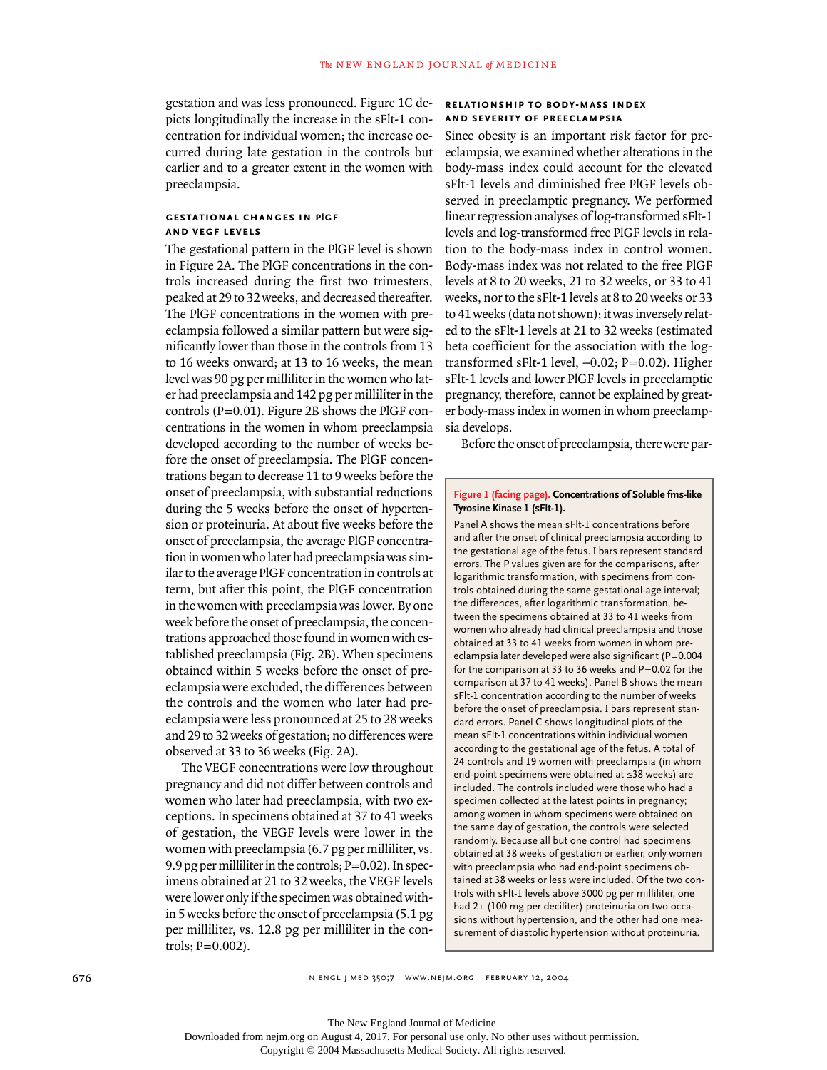gestation and was less pronounced. Figure 1C depicts longitudinally the increase in the sFlt-1 concentration for individual women; the increase occurred during late gestation in the controls but earlier and to a greater extent in the women with preeclampsia.

### Gestational Changes in PlGF and VEGF Levels

The gestational pattern in the PlGF level is shown in Figure 2A. The PlGF concentrations in the controls increased during the first two trimesters, peaked at 29 to 32 weeks, and decreased thereafter. The PlGF concentrations in the women with preeclampsia followed a similar pattern but were significantly lower than those in the controls from 13 to 16 weeks onward; at 13 to 16 weeks, the mean level was 90 pg per milliliter in the women who later had preeclampsia and 142 pg per milliliter in the controls (P=0.01). Figure 2B shows the PlGF concentrations in the women in whom preeclampsia developed according to the number of weeks before the onset of preeclampsia. The PlGF concentrations began to decrease 11 to 9 weeks before the onset of preeclampsia, with substantial reductions during the 5 weeks before the onset of hypertension or proteinuria. At about five weeks before the onset of preeclampsia, the average PlGF concentration in women who later had preeclampsia was similar to the average PlGF concentration in controls at term, but after this point, the PlGF concentration in the women with preeclampsia was lower. By one week before the onset of preeclampsia, the concentrations approached those found in women with established preeclampsia (Fig. 2B). When specimens obtained within 5 weeks before the onset of preeclampsia were excluded, the differences between the controls and the women who later had preeclampsia were less pronounced at 25 to 28 weeks and 29 to 32 weeks of gestation; no differences were observed at 33 to 36 weeks (Fig. 2A).

The VEGF concentrations were low throughout pregnancy and did not differ between controls and women who later had preeclampsia, with two exceptions. In specimens obtained at 37 to 41 weeks of gestation, the VEGF levels were lower in the women with preeclampsia (6.7 pg per milliliter, vs. 9.9 pg per milliliter in the controls; P=0.02). In specimens obtained at 21 to 32 weeks, the VEGF levels were lower only if the specimen was obtained within 5 weeks before the onset of preeclampsia (5.1 pg per milliliter, vs. 12.8 pg per milliliter in the controls; P=0.002).

### Relationship to Body-Mass Index and Severity of Preeclampsia

Since obesity is an important risk factor for preeclampsia, we examined whether alterations in the body-mass index could account for the elevated sFlt-1 levels and diminished free PlGF levels observed in preeclamptic pregnancy. We performed linear regression analyses of log-transformed sFlt-1 levels and log-transformed free PlGF levels in relation to the body-mass index in control women. Body-mass index was not related to the free PlGF levels at 8 to 20 weeks, 21 to 32 weeks, or 33 to 41 weeks, nor to the sFlt-1 levels at 8 to 20 weeks or 33 to 41 weeks (data not shown); it was inversely related to the sFlt-1 levels at 21 to 32 weeks (estimated beta coefficient for the association with the log-transformed sFlt-1 level, −0.02; P=0.02). Higher sFlt-1 levels and lower PlGF levels in preeclamptic pregnancy, therefore, cannot be explained by greater body-mass index in women in whom preeclampsia develops.

Before the onset of preeclampsia, there were par-

**Figure 1 (facing page). Concentrations of Soluble fms-like Tyrosine Kinase 1 (sFlt-1).**

Panel A shows the mean sFlt-1 concentrations before and after the onset of clinical preeclampsia according to the gestational age of the fetus. I bars represent standard errors. The P values given are for the comparisons, after logarithmic transformation, with specimens from controls obtained during the same gestational-age interval; the differences, after logarithmic transformation, between the specimens obtained at 33 to 41 weeks from women who already had clinical preeclampsia and those obtained at 33 to 41 weeks from women in whom preeclampsia later developed were also significant (P=0.004 for the comparison at 33 to 36 weeks and P=0.02 for the comparison at 37 to 41 weeks). Panel B shows the mean sFlt-1 concentration according to the number of weeks before the onset of preeclampsia. I bars represent standard errors. Panel C shows longitudinal plots of the mean sFlt-1 concentrations within individual women according to the gestational age of the fetus. A total of 24 controls and 19 women with preeclampsia (in whom end-point specimens were obtained at ≤38 weeks) are included. The controls included were those who had a specimen collected at the latest points in pregnancy; among women in whom specimens were obtained on the same day of gestation, the controls were selected randomly. Because all but one control had specimens obtained at 38 weeks of gestation or earlier, only women with preeclampsia who had end-point specimens obtained at 38 weeks or less were included. Of the two controls with sFlt-1 levels above 3000 pg per milliliter, one had 2+ (100 mg per deciliter) proteinuria on two occasions without hypertension, and the other had one measurement of diastolic hypertension without proteinuria.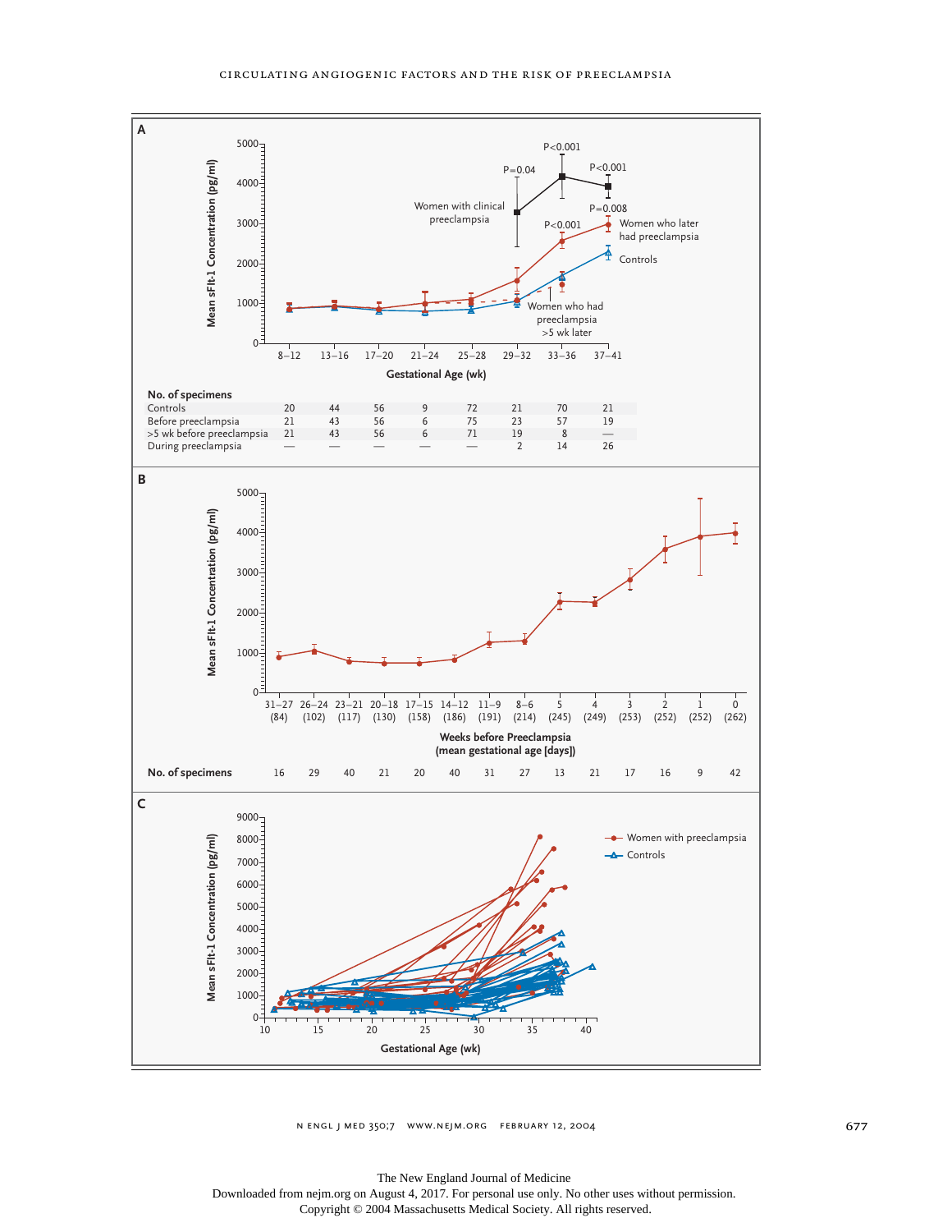**A**

| No. of specimens | 8–12 | 13–16 | 17–20 | 21–24 | 25–28 | 29–32 | 33–36 | 37–41 |
|---|---|---|---|---|---|---|---|---|
| Controls | 20 | 44 | 56 | 9 | 72 | 21 | 70 | 21 |
| Before preeclampsia | 21 | 43 | 56 | 6 | 75 | 23 | 57 | 19 |
| >5 wk before preeclampsia | 21 | 43 | 56 | 6 | 71 | 19 | 8 | — |
| During preeclampsia | — | — | — | — | — | 2 | 14 | 26 |

Mean sFlt-1 Concentration (pg/ml) by Gestational Age (wk). Women with clinical preeclampsia (P=0.04, P<0.001, P<0.001); Women who later had preeclampsia (P<0.001, P=0.008); Controls; Women who had preeclampsia >5 wk later.

**B**

| Weeks before Preeclampsia (mean gestational age [days]) | 31–27 (84) | 26–24 (102) | 23–21 (117) | 20–18 (130) | 17–15 (158) | 14–12 (186) | 11–9 (191) | 8–6 (214) | 5 (245) | 4 (249) | 3 (253) | 2 (252) | 1 (252) | 0 (262) |
|---|---|---|---|---|---|---|---|---|---|---|---|---|---|---|
| No. of specimens | 16 | 29 | 40 | 21 | 20 | 40 | 31 | 27 | 13 | 21 | 17 | 16 | 9 | 42 |

Mean sFlt-1 Concentration (pg/ml) by Weeks before Preeclampsia.

**C**

Mean sFlt-1 Concentration (pg/ml) by Gestational Age (wk). Women with preeclampsia; Controls.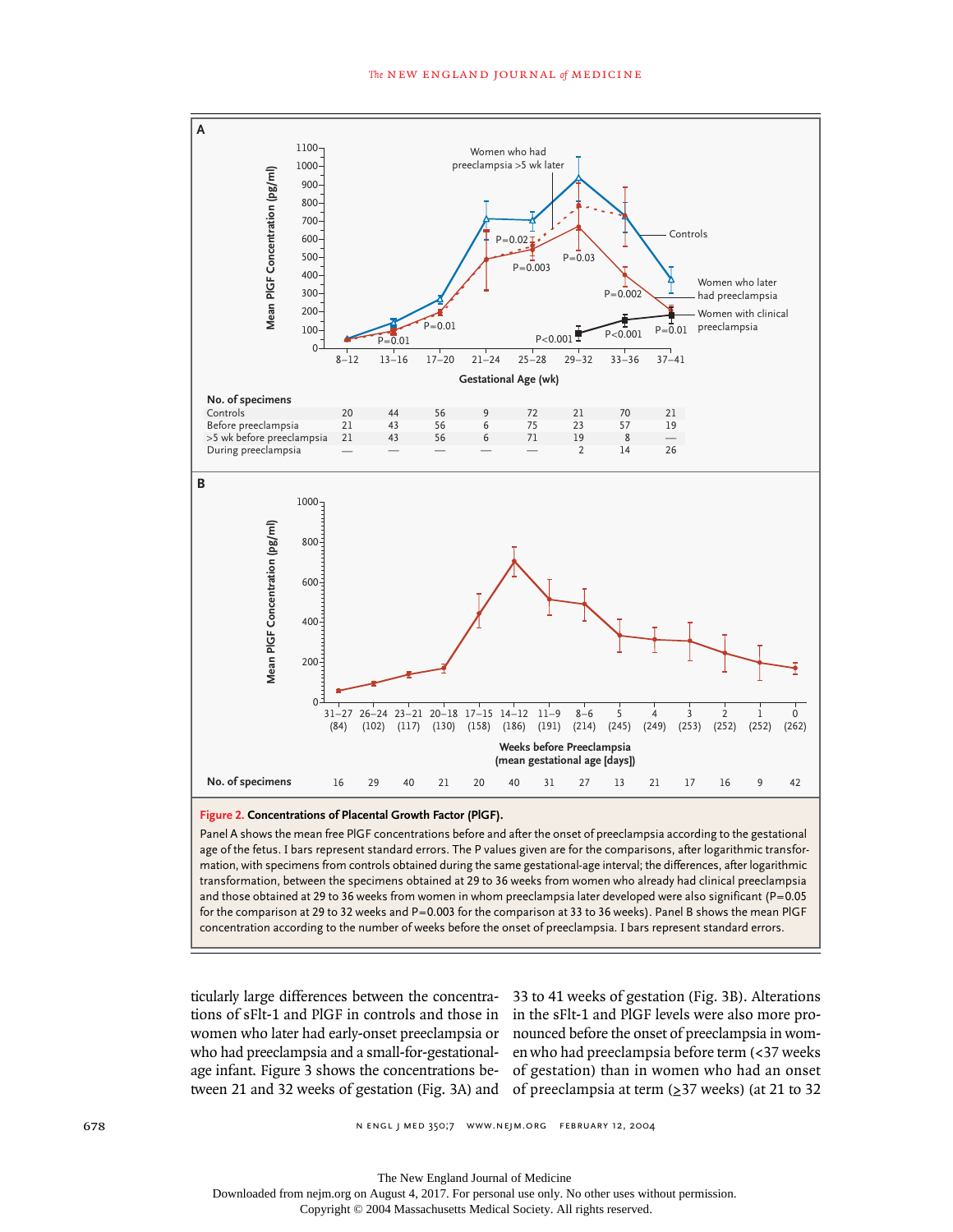**Figure 2. Concentrations of Placental Growth Factor (PlGF).**

Panel A shows the mean free PlGF concentrations before and after the onset of preeclampsia according to the gestational age of the fetus. I bars represent standard errors. The P values given are for the comparisons, after logarithmic transformation, with specimens from controls obtained during the same gestational-age interval; the differences, after logarithmic transformation, between the specimens obtained at 29 to 36 weeks from women who already had clinical preeclampsia and those obtained at 29 to 36 weeks from women in whom preeclampsia later developed were also significant (P=0.05 for the comparison at 29 to 32 weeks and P=0.003 for the comparison at 33 to 36 weeks). Panel B shows the mean PlGF concentration according to the number of weeks before the onset of preeclampsia. I bars represent standard errors.

ticularly large differences between the concentrations of sFlt-1 and PlGF in controls and those in women who later had early-onset preeclampsia or who had preeclampsia and a small-for-gestational-age infant. Figure 3 shows the concentrations between 21 and 32 weeks of gestation (Fig. 3A) and 33 to 41 weeks of gestation (Fig. 3B). Alterations in the sFlt-1 and PlGF levels were also more pronounced before the onset of preeclampsia in women who had preeclampsia before term (<37 weeks of gestation) than in women who had an onset of preeclampsia at term (≥37 weeks) (at 21 to 32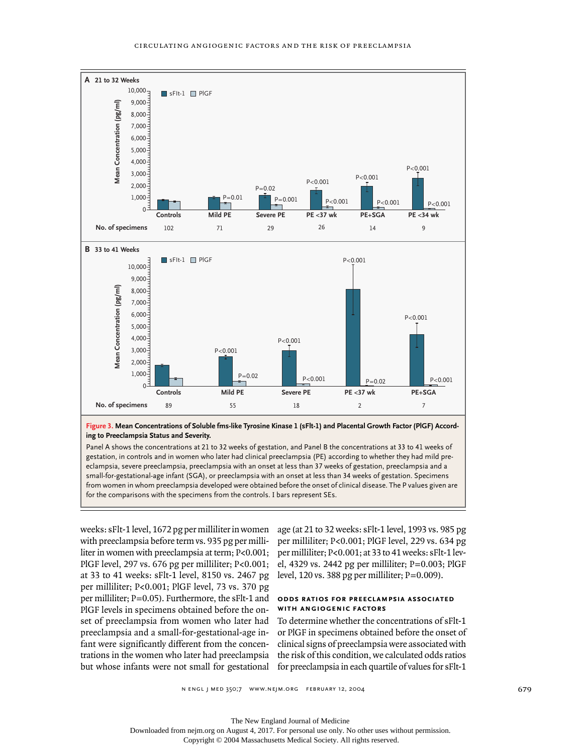**Figure 3. Mean Concentrations of Soluble fms-like Tyrosine Kinase 1 (sFlt-1) and Placental Growth Factor (PlGF) According to Preeclampsia Status and Severity.**

Panel A shows the concentrations at 21 to 32 weeks of gestation, and Panel B the concentrations at 33 to 41 weeks of gestation, in controls and in women who later had clinical preeclampsia (PE) according to whether they had mild preeclampsia, severe preeclampsia, preeclampsia with an onset at less than 37 weeks of gestation, preeclampsia and a small-for-gestational-age infant (SGA), or preeclampsia with an onset at less than 34 weeks of gestation. Specimens from women in whom preeclampsia developed were obtained before the onset of clinical disease. The P values given are for the comparisons with the specimens from the controls. I bars represent SEs.

weeks: sFlt-1 level, 1672 pg per milliliter in women with preeclampsia before term vs. 935 pg per milliliter in women with preeclampsia at term; P<0.001; PlGF level, 297 vs. 676 pg per milliliter; P<0.001; at 33 to 41 weeks: sFlt-1 level, 8150 vs. 2467 pg per milliliter; P<0.001; PlGF level, 73 vs. 370 pg per milliliter; P=0.05). Furthermore, the sFlt-1 and PlGF levels in specimens obtained before the onset of preeclampsia from women who later had preeclampsia and a small-for-gestational-age infant were significantly different from the concentrations in the women who later had preeclampsia but whose infants were not small for gestational age (at 21 to 32 weeks: sFlt-1 level, 1993 vs. 985 pg per milliliter; P<0.001; PlGF level, 229 vs. 634 pg per milliliter; P<0.001; at 33 to 41 weeks: sFlt-1 level, 4329 vs. 2442 pg per milliliter; P=0.003; PlGF level, 120 vs. 388 pg per milliliter; P=0.009).

## ODDS RATIOS FOR PREECLAMPSIA ASSOCIATED WITH ANGIOGENIC FACTORS

To determine whether the concentrations of sFlt-1 or PlGF in specimens obtained before the onset of clinical signs of preeclampsia were associated with the risk of this condition, we calculated odds ratios for preeclampsia in each quartile of values for sFlt-1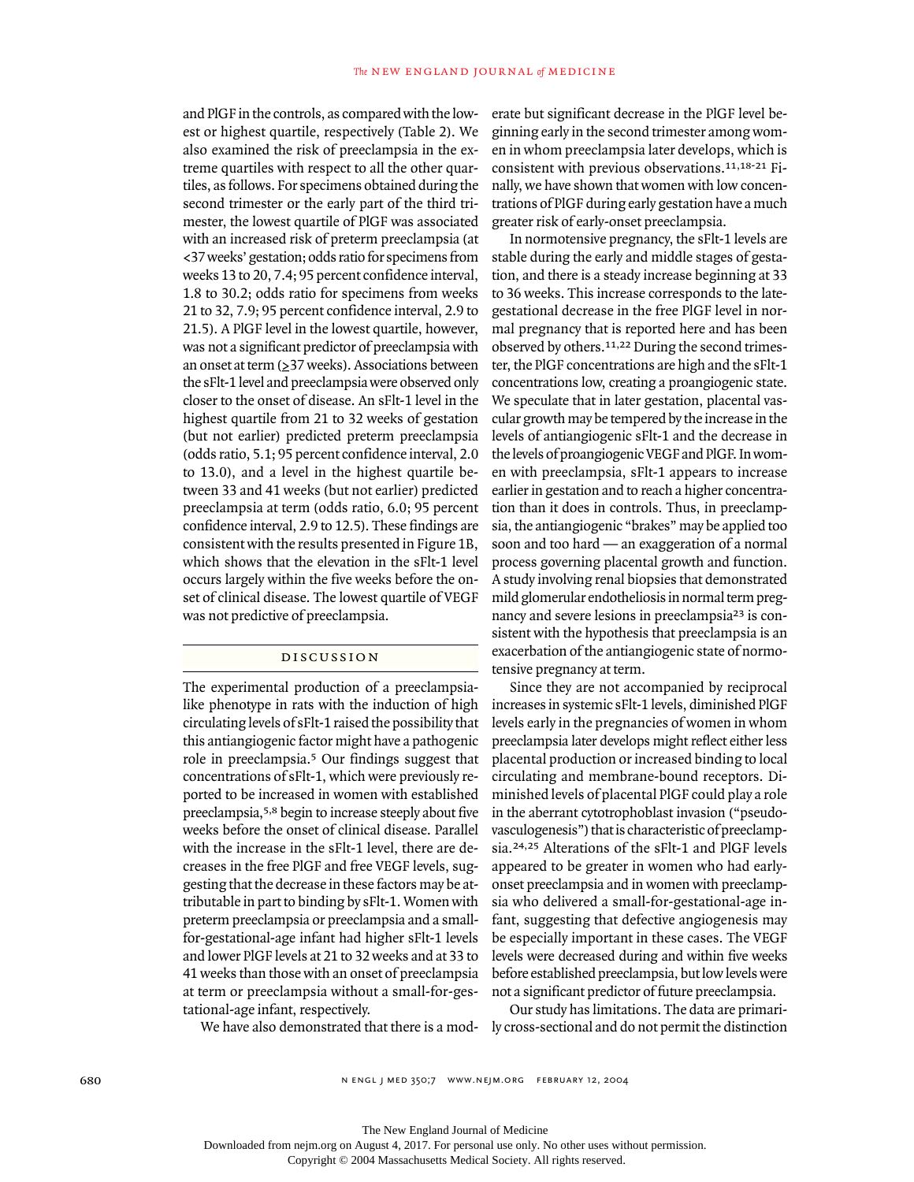and PlGF in the controls, as compared with the lowest or highest quartile, respectively (Table 2). We also examined the risk of preeclampsia in the extreme quartiles with respect to all the other quartiles, as follows. For specimens obtained during the second trimester or the early part of the third trimester, the lowest quartile of PlGF was associated with an increased risk of preterm preeclampsia (at <37 weeks' gestation; odds ratio for specimens from weeks 13 to 20, 7.4; 95 percent confidence interval, 1.8 to 30.2; odds ratio for specimens from weeks 21 to 32, 7.9; 95 percent confidence interval, 2.9 to 21.5). A PlGF level in the lowest quartile, however, was not a significant predictor of preeclampsia with an onset at term (≥37 weeks). Associations between the sFlt-1 level and preeclampsia were observed only closer to the onset of disease. An sFlt-1 level in the highest quartile from 21 to 32 weeks of gestation (but not earlier) predicted preterm preeclampsia (odds ratio, 5.1; 95 percent confidence interval, 2.0 to 13.0), and a level in the highest quartile between 33 and 41 weeks (but not earlier) predicted preeclampsia at term (odds ratio, 6.0; 95 percent confidence interval, 2.9 to 12.5). These findings are consistent with the results presented in Figure 1B, which shows that the elevation in the sFlt-1 level occurs largely within the five weeks before the onset of clinical disease. The lowest quartile of VEGF was not predictive of preeclampsia.

## DISCUSSION

The experimental production of a preeclampsia-like phenotype in rats with the induction of high circulating levels of sFlt-1 raised the possibility that this antiangiogenic factor might have a pathogenic role in preeclampsia.[5] Our findings suggest that concentrations of sFlt-1, which were previously reported to be increased in women with established preeclampsia,[5,8] begin to increase steeply about five weeks before the onset of clinical disease. Parallel with the increase in the sFlt-1 level, there are decreases in the free PlGF and free VEGF levels, suggesting that the decrease in these factors may be attributable in part to binding by sFlt-1. Women with preterm preeclampsia or preeclampsia and a small-for-gestational-age infant had higher sFlt-1 levels and lower PlGF levels at 21 to 32 weeks and at 33 to 41 weeks than those with an onset of preeclampsia at term or preeclampsia without a small-for-gestational-age infant, respectively.

We have also demonstrated that there is a moderate but significant decrease in the PlGF level beginning early in the second trimester among women in whom preeclampsia later develops, which is consistent with previous observations.[11,18-21] Finally, we have shown that women with low concentrations of PlGF during early gestation have a much greater risk of early-onset preeclampsia.

In normotensive pregnancy, the sFlt-1 levels are stable during the early and middle stages of gestation, and there is a steady increase beginning at 33 to 36 weeks. This increase corresponds to the late-gestational decrease in the free PlGF level in normal pregnancy that is reported here and has been observed by others.[11,22] During the second trimester, the PlGF concentrations are high and the sFlt-1 concentrations low, creating a proangiogenic state. We speculate that in later gestation, placental vascular growth may be tempered by the increase in the levels of antiangiogenic sFlt-1 and the decrease in the levels of proangiogenic VEGF and PlGF. In women with preeclampsia, sFlt-1 appears to increase earlier in gestation and to reach a higher concentration than it does in controls. Thus, in preeclampsia, the antiangiogenic "brakes" may be applied too soon and too hard — an exaggeration of a normal process governing placental growth and function. A study involving renal biopsies that demonstrated mild glomerular endotheliosis in normal term pregnancy and severe lesions in preeclampsia[23] is consistent with the hypothesis that preeclampsia is an exacerbation of the antiangiogenic state of normotensive pregnancy at term.

Since they are not accompanied by reciprocal increases in systemic sFlt-1 levels, diminished PlGF levels early in the pregnancies of women in whom preeclampsia later develops might reflect either less placental production or increased binding to local circulating and membrane-bound receptors. Diminished levels of placental PlGF could play a role in the aberrant cytotrophoblast invasion ("pseudovasculogenesis") that is characteristic of preeclampsia.[24,25] Alterations of the sFlt-1 and PlGF levels appeared to be greater in women who had early-onset preeclampsia and in women with preeclampsia who delivered a small-for-gestational-age infant, suggesting that defective angiogenesis may be especially important in these cases. The VEGF levels were decreased during and within five weeks before established preeclampsia, but low levels were not a significant predictor of future preeclampsia.

Our study has limitations. The data are primarily cross-sectional and do not permit the distinction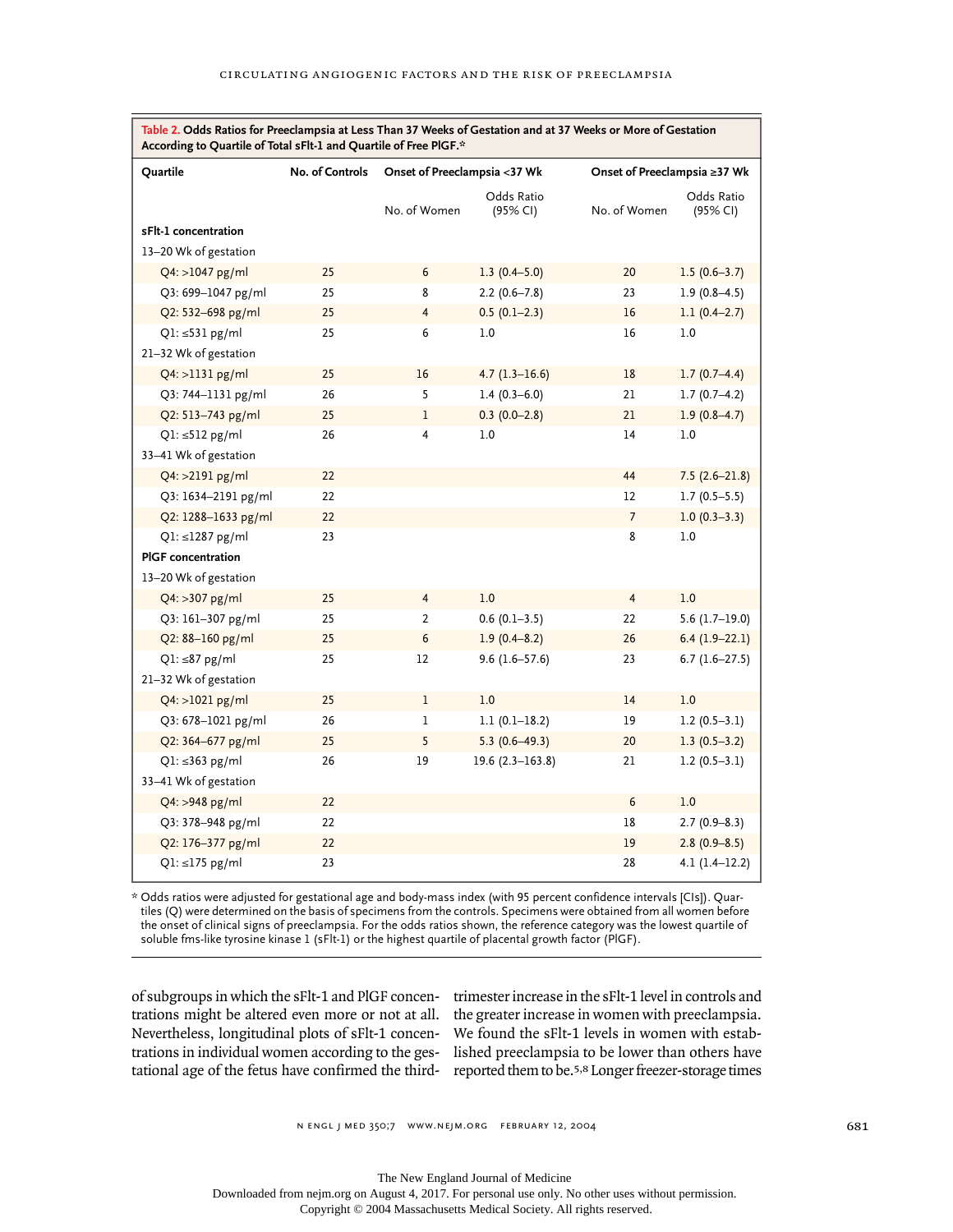**Table 2. Odds Ratios for Preeclampsia at Less Than 37 Weeks of Gestation and at 37 Weeks or More of Gestation According to Quartile of Total sFlt-1 and Quartile of Free PlGF.***

| Quartile | No. of Controls | Onset of Preeclampsia <37 Wk | | Onset of Preeclampsia ≥37 Wk | |
|---|---|---|---|---|---|
| | | No. of Women | Odds Ratio (95% CI) | No. of Women | Odds Ratio (95% CI) |
| **sFlt-1 concentration** | | | | | |
| 13–20 Wk of gestation | | | | | |
| Q4: >1047 pg/ml | 25 | 6 | 1.3 (0.4–5.0) | 20 | 1.5 (0.6–3.7) |
| Q3: 699–1047 pg/ml | 25 | 8 | 2.2 (0.6–7.8) | 23 | 1.9 (0.8–4.5) |
| Q2: 532–698 pg/ml | 25 | 4 | 0.5 (0.1–2.3) | 16 | 1.1 (0.4–2.7) |
| Q1: ≤531 pg/ml | 25 | 6 | 1.0 | 16 | 1.0 |
| 21–32 Wk of gestation | | | | | |
| Q4: >1131 pg/ml | 25 | 16 | 4.7 (1.3–16.6) | 18 | 1.7 (0.7–4.4) |
| Q3: 744–1131 pg/ml | 26 | 5 | 1.4 (0.3–6.0) | 21 | 1.7 (0.7–4.2) |
| Q2: 513–743 pg/ml | 25 | 1 | 0.3 (0.0–2.8) | 21 | 1.9 (0.8–4.7) |
| Q1: ≤512 pg/ml | 26 | 4 | 1.0 | 14 | 1.0 |
| 33–41 Wk of gestation | | | | | |
| Q4: >2191 pg/ml | 22 | | | 44 | 7.5 (2.6–21.8) |
| Q3: 1634–2191 pg/ml | 22 | | | 12 | 1.7 (0.5–5.5) |
| Q2: 1288–1633 pg/ml | 22 | | | 7 | 1.0 (0.3–3.3) |
| Q1: ≤1287 pg/ml | 23 | | | 8 | 1.0 |
| **PlGF concentration** | | | | | |
| 13–20 Wk of gestation | | | | | |
| Q4: >307 pg/ml | 25 | 4 | 1.0 | 4 | 1.0 |
| Q3: 161–307 pg/ml | 25 | 2 | 0.6 (0.1–3.5) | 22 | 5.6 (1.7–19.0) |
| Q2: 88–160 pg/ml | 25 | 6 | 1.9 (0.4–8.2) | 26 | 6.4 (1.9–22.1) |
| Q1: ≤87 pg/ml | 25 | 12 | 9.6 (1.6–57.6) | 23 | 6.7 (1.6–27.5) |
| 21–32 Wk of gestation | | | | | |
| Q4: >1021 pg/ml | 25 | 1 | 1.0 | 14 | 1.0 |
| Q3: 678–1021 pg/ml | 26 | 1 | 1.1 (0.1–18.2) | 19 | 1.2 (0.5–3.1) |
| Q2: 364–677 pg/ml | 25 | 5 | 5.3 (0.6–49.3) | 20 | 1.3 (0.5–3.2) |
| Q1: ≤363 pg/ml | 26 | 19 | 19.6 (2.3–163.8) | 21 | 1.2 (0.5–3.1) |
| 33–41 Wk of gestation | | | | | |
| Q4: >948 pg/ml | 22 | | | 6 | 1.0 |
| Q3: 378–948 pg/ml | 22 | | | 18 | 2.7 (0.9–8.3) |
| Q2: 176–377 pg/ml | 22 | | | 19 | 2.8 (0.9–8.5) |
| Q1: ≤175 pg/ml | 23 | | | 28 | 4.1 (1.4–12.2) |

\* Odds ratios were adjusted for gestational age and body-mass index (with 95 percent confidence intervals [CIs]). Quartiles (Q) were determined on the basis of specimens from the controls. Specimens were obtained from all women before the onset of clinical signs of preeclampsia. For the odds ratios shown, the reference category was the lowest quartile of soluble fms-like tyrosine kinase 1 (sFlt-1) or the highest quartile of placental growth factor (PlGF).

of subgroups in which the sFlt-1 and PlGF concentrations might be altered even more or not at all. Nevertheless, longitudinal plots of sFlt-1 concentrations in individual women according to the gestational age of the fetus have confirmed the third-trimester increase in the sFlt-1 level in controls and the greater increase in women with preeclampsia. We found the sFlt-1 levels in women with established preeclampsia to be lower than others have reported them to be.[5,8] Longer freezer-storage times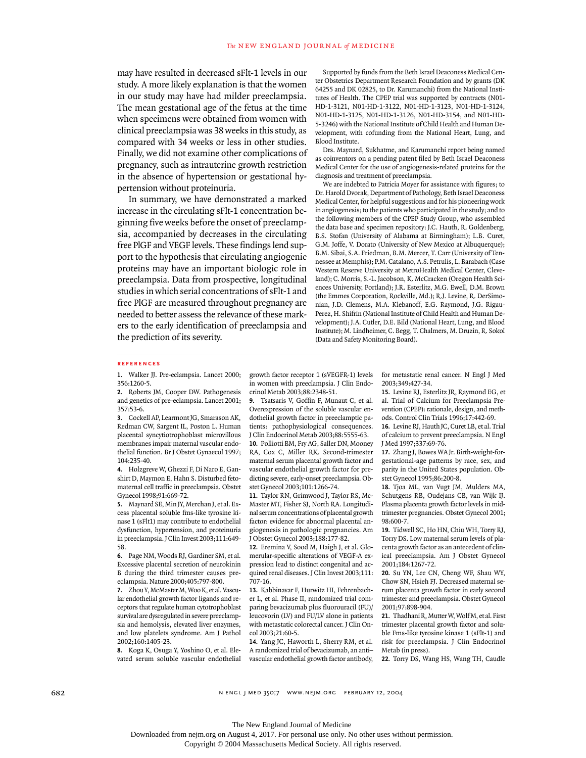may have resulted in decreased sFlt-1 levels in our study. A more likely explanation is that the women in our study may have had milder preeclampsia. The mean gestational age of the fetus at the time when specimens were obtained from women with clinical preeclampsia was 38 weeks in this study, as compared with 34 weeks or less in other studies. Finally, we did not examine other complications of pregnancy, such as intrauterine growth restriction in the absence of hypertension or gestational hypertension without proteinuria.

In summary, we have demonstrated a marked increase in the circulating sFlt-1 concentration beginning five weeks before the onset of preeclampsia, accompanied by decreases in the circulating free PlGF and VEGF levels. These findings lend support to the hypothesis that circulating angiogenic proteins may have an important biologic role in preeclampsia. Data from prospective, longitudinal studies in which serial concentrations of sFlt-1 and free PlGF are measured throughout pregnancy are needed to better assess the relevance of these markers to the early identification of preeclampsia and the prediction of its severity.

Supported by funds from the Beth Israel Deaconess Medical Center Obstetrics Department Research Foundation and by grants (DK 64255 and DK 02825, to Dr. Karumanchi) from the National Institutes of Health. The CPEP trial was supported by contracts (N01-HD-1-3121, N01-HD-1-3122, N01-HD-1-3123, N01-HD-1-3124, N01-HD-1-3125, N01-HD-1-3126, N01-HD-3154, and N01-HD-5-3246) with the National Institute of Child Health and Human Development, with cofunding from the National Heart, Lung, and Blood Institute.

Drs. Maynard, Sukhatme, and Karumanchi report being named as coinventors on a pending patent filed by Beth Israel Deaconess Medical Center for the use of angiogenesis-related proteins for the diagnosis and treatment of preeclampsia.

We are indebted to Patricia Moyer for assistance with figures; to Dr. Harold Dvorak, Department of Pathology, Beth Israel Deaconess Medical Center, for helpful suggestions and for his pioneering work in angiogenesis; to the patients who participated in the study; and to the following members of the CPEP Study Group, who assembled the data base and specimen repository: J.C. Hauth, R. Goldenberg, B.S. Stofan (University of Alabama at Birmingham); L.B. Curet, G.M. Joffe, V. Dorato (University of New Mexico at Albuquerque); B.M. Sibai, S.A. Friedman, B.M. Mercer, T. Carr (University of Tennessee at Memphis); P.M. Catalano, A.S. Petrulis, L. Barabach (Case Western Reserve University at MetroHealth Medical Center, Cleveland); C. Morris, S.-L. Jacobson, K. McCracken (Oregon Health Sciences University, Portland); J.R. Esterlitz, M.G. Ewell, D.M. Brown (the Emmes Corporation, Rockville, Md.); R.J. Levine, R. DerSimonian, J.D. Clemens, M.A. Klebanoff, E.G. Raymond, J.G. Rigau-Perez, H. Shifrin (National Institute of Child Health and Human Development); J.A. Cutler, D.E. Bild (National Heart, Lung, and Blood Institute); M. Lindheimer, C. Begg, T. Chalmers, M. Druzin, R. Sokol (Data and Safety Monitoring Board).

## References

1. Walker JJ. Pre-eclampsia. Lancet 2000;356:1260-5.
2. Roberts JM, Cooper DW. Pathogenesis and genetics of pre-eclampsia. Lancet 2001;357:53-6.
3. Cockell AP, Learmont JG, Smarason AK, Redman CW, Sargent IL, Poston L. Human placental syncytiotrophoblast microvillous membranes impair maternal vascular endothelial function. Br J Obstet Gynaecol 1997;104:235-40.
4. Holzgreve W, Ghezzi F, Di Naro E, Ganshirt D, Maymon E, Hahn S. Disturbed fetomaternal cell traffic in preeclampsia. Obstet Gynecol 1998;91:669-72.
5. Maynard SE, Min JY, Merchan J, et al. Excess placental soluble fms-like tyrosine kinase 1 (sFlt1) may contribute to endothelial dysfunction, hypertension, and proteinuria in preeclampsia. J Clin Invest 2003;111:649-58.
6. Page NM, Woods RJ, Gardiner SM, et al. Excessive placental secretion of neurokinin B during the third trimester causes preeclampsia. Nature 2000;405:797-800.
7. Zhou Y, McMaster M, Woo K, et al. Vascular endothelial growth factor ligands and receptors that regulate human cytotrophoblast survival are dysregulated in severe preeclampsia and hemolysis, elevated liver enzymes, and low platelets syndrome. Am J Pathol 2002;160:1405-23.
8. Koga K, Osuga Y, Yoshino O, et al. Elevated serum soluble vascular endothelial growth factor receptor 1 (sVEGFR-1) levels in women with preeclampsia. J Clin Endocrinol Metab 2003;88:2348-51.
9. Tsatsaris V, Goffin F, Munaut C, et al. Overexpression of the soluble vascular endothelial growth factor in preeclamptic patients: pathophysiological consequences. J Clin Endocrinol Metab 2003;88:5555-63.
10. Polliotti BM, Fry AG, Saller DN, Mooney RA, Cox C, Miller RK. Second-trimester maternal serum placental growth factor and vascular endothelial growth factor for predicting severe, early-onset preeclampsia. Obstet Gynecol 2003;101:1266-74.
11. Taylor RN, Grimwood J, Taylor RS, McMaster MT, Fisher SJ, North RA. Longitudinal serum concentrations of placental growth factor: evidence for abnormal placental angiogenesis in pathologic pregnancies. Am J Obstet Gynecol 2003;188:177-82.
12. Eremina V, Sood M, Haigh J, et al. Glomerular-specific alterations of VEGF-A expression lead to distinct congenital and acquired renal diseases. J Clin Invest 2003;111:707-16.
13. Kabbinavar F, Hurwitz HI, Fehrenbacher L, et al. Phase II, randomized trial comparing bevacizumab plus fluorouracil (FU)/leucovorin (LV) and FU/LV alone in patients with metastatic colorectal cancer. J Clin Oncol 2003;21:60-5.
14. Yang JC, Haworth L, Sherry RM, et al. A randomized trial of bevacizumab, an anti–vascular endothelial growth factor antibody, for metastatic renal cancer. N Engl J Med 2003;349:427-34.
15. Levine RJ, Esterlitz JR, Raymond EG, et al. Trial of Calcium for Preeclampsia Prevention (CPEP): rationale, design, and methods. Control Clin Trials 1996;17:442-69.
16. Levine RJ, Hauth JC, Curet LB, et al. Trial of calcium to prevent preeclampsia. N Engl J Med 1997;337:69-76.
17. Zhang J, Bowes WA Jr. Birth-weight-for-gestational-age patterns by race, sex, and parity in the United States population. Obstet Gynecol 1995;86:200-8.
18. Tjoa ML, van Vugt JM, Mulders MA, Schutgens RB, Oudejans CB, van Wijk IJ. Plasma placenta growth factor levels in midtrimester pregnancies. Obstet Gynecol 2001;98:600-7.
19. Tidwell SC, Ho HN, Chiu WH, Torry RJ, Torry DS. Low maternal serum levels of placenta growth factor as an antecedent of clinical preeclampsia. Am J Obstet Gynecol 2001;184:1267-72.
20. Su YN, Lee CN, Cheng WF, Shau WY, Chow SN, Hsieh FJ. Decreased maternal serum placenta growth factor in early second trimester and preeclampsia. Obstet Gynecol 2001;97:898-904.
21. Thadhani R, Mutter W, Wolf M, et al. First trimester placental growth factor and soluble Fms-like tyrosine kinase 1 (sFlt-1) and risk for preeclampsia. J Clin Endocrinol Metab (in press).
22. Torry DS, Wang HS, Wang TH, Caudle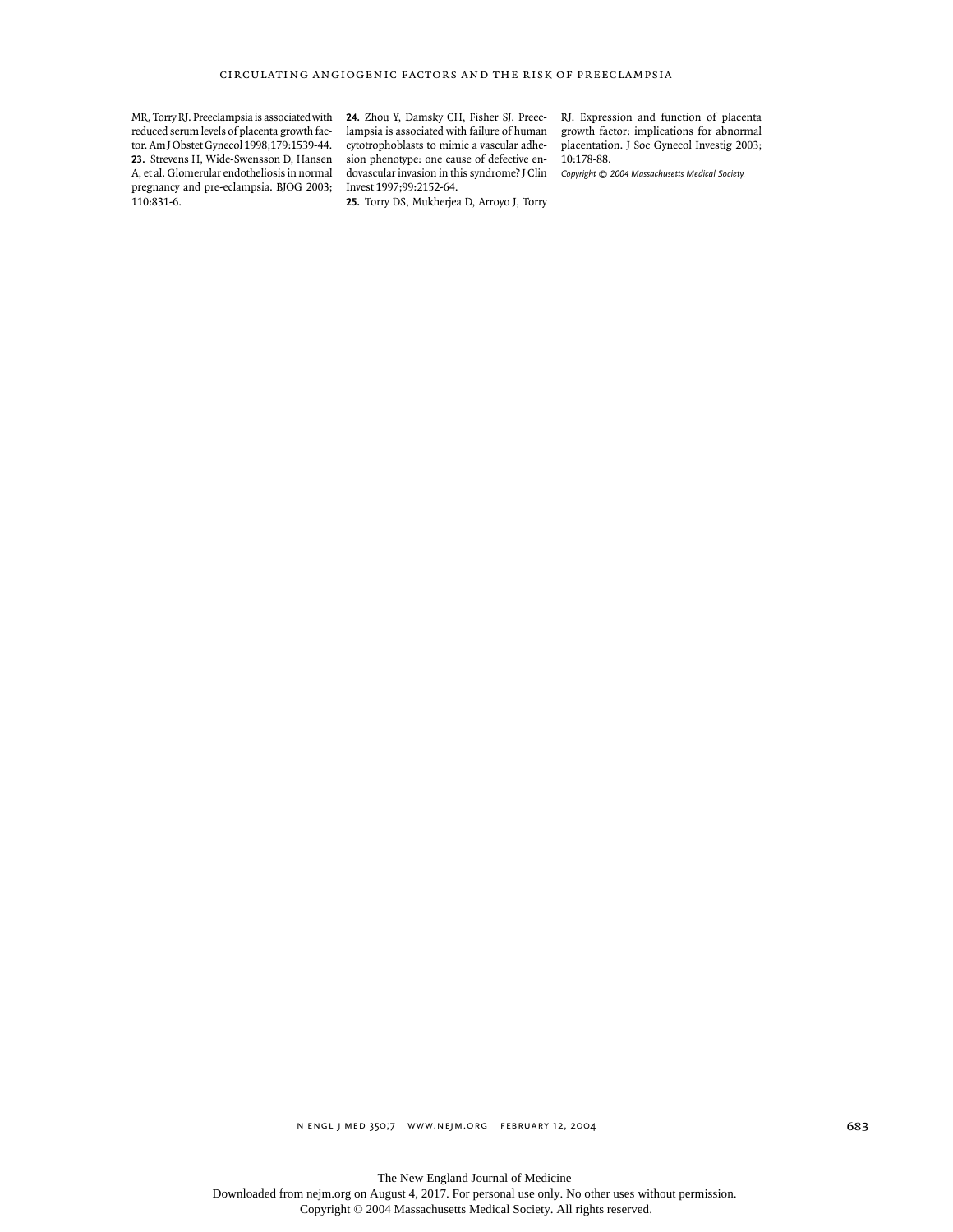MR, Torry RJ. Preeclampsia is associated with reduced serum levels of placenta growth factor. Am J Obstet Gynecol 1998;179:1539-44.

**23.** Strevens H, Wide-Swensson D, Hansen A, et al. Glomerular endotheliosis in normal pregnancy and pre-eclampsia. BJOG 2003; 110:831-6.

**24.** Zhou Y, Damsky CH, Fisher SJ. Preeclampsia is associated with failure of human cytotrophoblasts to mimic a vascular adhesion phenotype: one cause of defective endovascular invasion in this syndrome? J Clin Invest 1997;99:2152-64.

**25.** Torry DS, Mukherjea D, Arroyo J, Torry RJ. Expression and function of placenta growth factor: implications for abnormal placentation. J Soc Gynecol Investig 2003; 10:178-88.

*Copyright © 2004 Massachusetts Medical Society.*